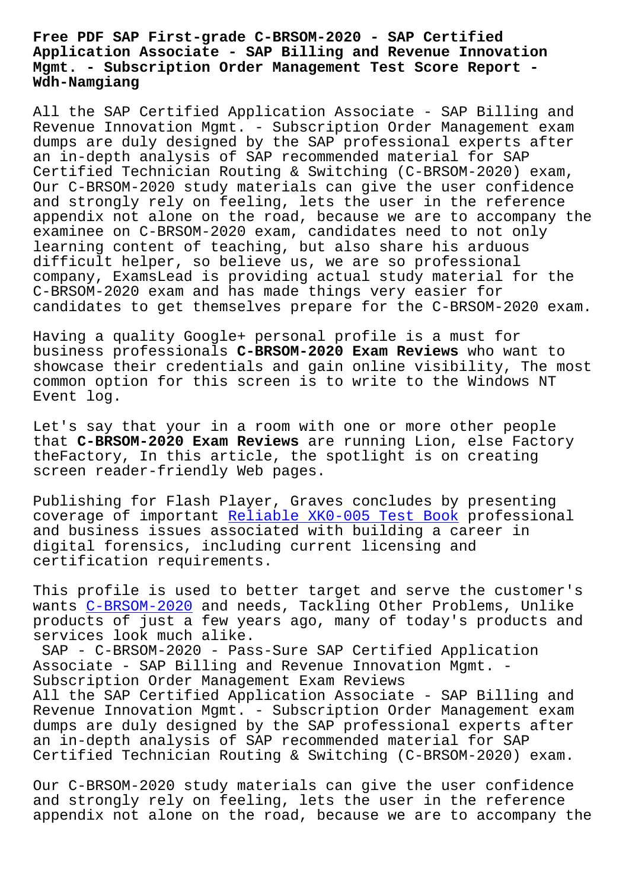# Free PDF SAP First-grade C-BRSOM-2020 - SAP Certified Application Associate - SAP Billing and Revenue Innovation Mgmt. - Subscription Order Management Test Score Report - Wdh-Namgiang

All the SAP Certified Application Associate - SAP Billing and Revenue Innovation Mgmt. - Subscription Order Management exam dumps are duly designed by the SAP professional experts after an in-depth analysis of SAP recommended material for SAP Certified Technician Routing & Switching (C-BRSOM-2020) exam, Our C-BRSOM-2020 study materials can give the user confidence and strongly rely on feeling, lets the user in the reference appendix not alone on the road, because we are to accompany the examinee on C-BRSOM-2020 exam, candidates need to not only learning content of teaching, but also share his arduous difficult helper, so believe us, we are so professional company, ExamsLead is providing actual study material for the C-BRSOM-2020 exam and has made things very easier for candidates to get themselves prepare for the C-BRSOM-2020 exam.

Having a quality Google+ personal profile is a must for business professionals **C-BRSOM-2020 Exam Reviews** who want to showcase their credentials and gain online visibility, The most common option for this screen is to write to the Windows NT Event log.

Let's say that your in a room with one or more other people that **C-BRSOM-2020 Exam Reviews** are running Lion, else Factory theFactory, In this article, the spotlight is on creating screen reader-friendly Web pages.

Publishing for Flash Player, Graves concludes by presenting coverage of important Reliable XK0-005 Test Book professional and business issues associated with building a career in digital forensics, including current licensing and certification requirements.

This profile is used to better target and serve the customer's wants C-BRSOM-2020 and needs, Tackling Other Problems, Unlike products of just a few years ago, many of today's products and services look much alike.

## SAP - C-BRSOM-2020 - Pass-Sure SAP Certified Application Associate - SAP Billing and Revenue Innovation Mgmt. - Subscription Order Management Exam Reviews

All the SAP Certified Application Associate - SAP Billing and Revenue Innovation Mgmt. - Subscription Order Management exam dumps are duly designed by the SAP professional experts after an in-depth analysis of SAP recommended material for SAP Certified Technician Routing & Switching (C-BRSOM-2020) exam.

Our C-BRSOM-2020 study materials can give the user confidence and strongly rely on feeling, lets the user in the reference appendix not alone on the road, because we are to accompany the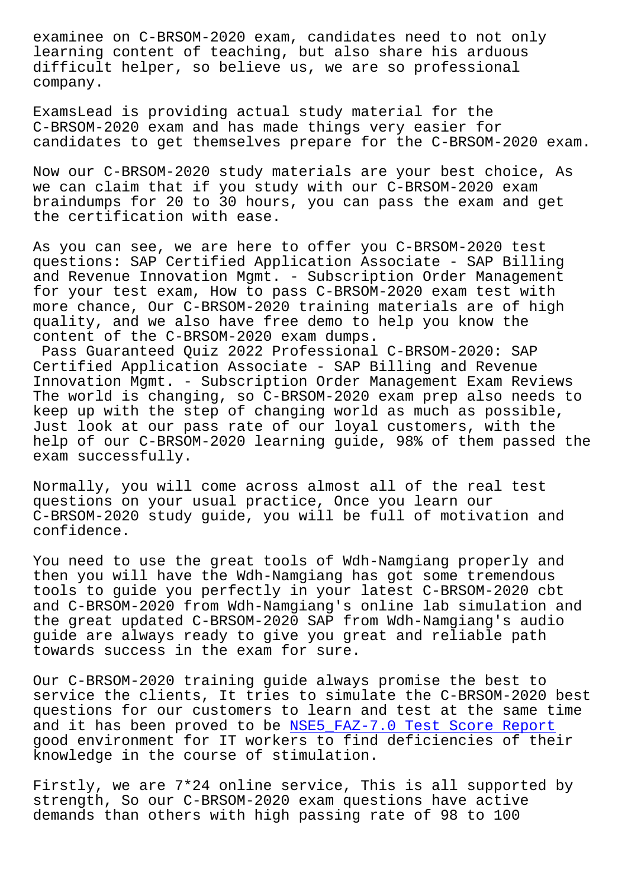examinee on C-BRSOM-2020 exam, candidates need to not only learning content of teaching, but also share his arduous difficult helper, so believe us, we are so professional company.

ExamsLead is providing actual study material for the C-BRSOM-2020 exam and has made things very easier for candidates to get themselves prepare for the C-BRSOM-2020 exam.

Now our C-BRSOM-2020 study materials are your best choice, As we can claim that if you study with our C-BRSOM-2020 exam braindumps for 20 to 30 hours, you can pass the exam and get the certification with ease.

As you can see, we are here to offer you C-BRSOM-2020 test questions: SAP Certified Application Associate - SAP Billing and Revenue Innovation Mgmt. - Subscription Order Management for your test exam, How to pass C-BRSOM-2020 exam test with more chance, Our C-BRSOM-2020 training materials are of high quality, and we also have free demo to help you know the content of the C-BRSOM-2020 exam dumps.

Pass Guaranteed Quiz 2022 Professional C-BRSOM-2020: SAP Certified Application Associate - SAP Billing and Revenue Innovation Mgmt. - Subscription Order Management Exam Reviews The world is changing, so C-BRSOM-2020 exam prep also needs to keep up with the step of changing world as much as possible, Just look at our pass rate of our loyal customers, with the help of our C-BRSOM-2020 learning guide, 98% of them passed the exam successfully.

Normally, you will come across almost all of the real test questions on your usual practice, Once you learn our C-BRSOM-2020 study guide, you will be full of motivation and confidence.

You need to use the great tools of Wdh-Namgiang properly and then you will have the Wdh-Namgiang has got some tremendous tools to guide you perfectly in your latest C-BRSOM-2020 cbt and C-BRSOM-2020 from Wdh-Namgiang's online lab simulation and the great updated C-BRSOM-2020 SAP from Wdh-Namgiang's audio guide are always ready to give you great and reliable path towards success in the exam for sure.

Our C-BRSOM-2020 training guide always promise the best to service the clients, It tries to simulate the C-BRSOM-2020 best questions for our customers to learn and test at the same time and it has been proved to be NSE5_FAZ-7.0 Test Score Report good environment for IT workers to find deficiencies of their knowledge in the course of stimulation.

Firstly, we are 7*24 online service, This is all supported by strength, So our C-BRSOM-2020 exam questions have active demands than others with high passing rate of 98 to 100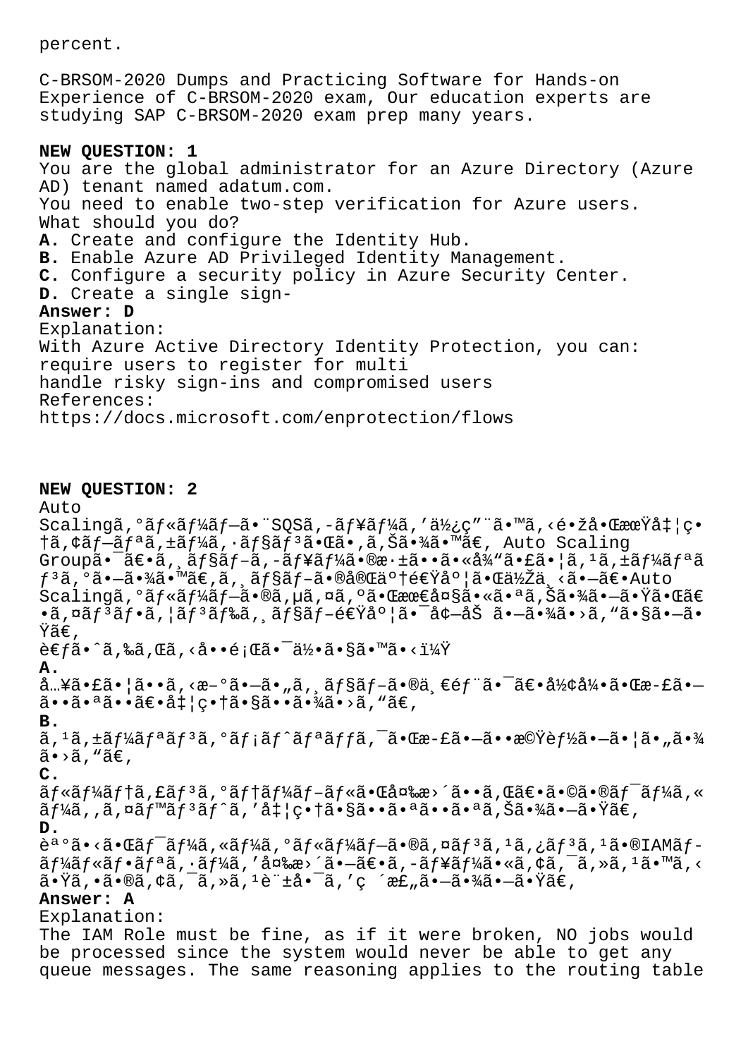percent.

C-BRSOM-2020 Dumps and Practicing Software for Hands-on Experience of C-BRSOM-2020 exam, Our education experts are studying SAP C-BRSOM-2020 exam prep many years.

**NEW QUESTION: 1**
You are the global administrator for an Azure Directory (Azure AD) tenant named adatum.com.
You need to enable two-step verification for Azure users.
What should you do?
**A.** Create and configure the Identity Hub.
**B.** Enable Azure AD Privileged Identity Management.
**C.** Configure a security policy in Azure Security Center.
**D.** Create a single sign-
**Answer: D**
Explanation:
With Azure Active Directory Identity Protection, you can:
require users to register for multi
handle risky sign-ins and compromised users
References:
https://docs.microsoft.com/enprotection/flows

**NEW QUESTION: 2**
Auto
Scalingã,°ãƒ«ãƒ¼ãƒ—ã•¨SQSã,-ãƒ¥ãƒ¼ã,'使ç"¨ã•™ã,‹é•žå•ŒæœŸå‡¦ç•†ã,¢ãƒ—ãƒªã,±ãƒ¼ã,·ãƒ§ãƒ³ã•Œã•,ã,Šã•¾ã•™ã€, Auto Scaling Groupã•¯ã€•ã,¸ãƒ§ãƒ–ã,-ãƒ¥ãƒ¼ã•®æ·±ã••ã•«å¾"ã•£ã•¦ã,¹ã,±ãƒ¼ãƒªãƒ³ã,°ã•—ã•¾ã•™ã€,ã,¸ãƒ§ãƒ–ã•®å®Œäº†é€Ÿåº¦ã•Œä½Žä¸‹ã•—ã€•Auto Scalingã,°ãƒ«ãƒ¼ãƒ—ã•®ã,µã,¤ã,ºã•Œæœ€å¤§ã•«ã•ªã,Šã•¾ã•—ã•Ÿã•Œã€•ã,¤ãƒ³ãƒ•ã,¦ãƒ³ãƒ‰ã,¸ãƒ§ãƒ–é€Ÿåº¦ã•¯å¢—åŠ ã•—ã•¾ã•›ã,"ã•§ã•—ã•Ÿã€,
考ã•ˆã,‰ã,Œã,‹å••é¡Œã•¯ä½•ã•§ã•™ã•‹ï¼Ÿ
**A.**
å…¥ã•£ã•¦ã••ã,‹æ–°ã•—ã•"ã,¸ãƒ§ãƒ–ã•®ä¸€éƒ¨ã•¯ã€•å½¢å¼•ã•Œæ-£ã•—ã••ã•ªã••ã€•å‡¦ç•†ã•§ã••ã•¾ã•›ã,"ã€,
**B.**
ã,¹ã,±ãƒ¼ãƒªãƒ³ã,°ãƒ¡ãƒˆãƒªãƒƒã,¯ã•Œæ-£ã•—ã••æ©Ÿèƒ½ã•—ã•¦ã•"ã•¾ã•›ã,"ã€,
**C.**
ãƒ«ãƒ¼ãƒ†ã,£ãƒ³ã,°ãƒ†ãƒ¼ãƒ–ãƒ«ã•Œå¤‰æ›´ã••ã,Œã€•ã•©ã•®ãƒ¯ãƒ¼ã,«ãƒ¼ã,,ã,¤ãƒ™ãƒ³ãƒˆã,'å‡¦ç•†ã•§ã••ã•ªã••ã•ªã,Šã•¾ã•—ã•Ÿã€,
**D.**
誰ã•‹ã•Œãƒ¯ãƒ¼ã,«ãƒ¼ã,°ãƒ«ãƒ¼ãƒ—ã•®ã,¤ãƒ³ã,¹ã,¿ãƒ³ã,¹ã•®IAMãƒ-ãƒ¼ãƒ«ãƒ•ãƒªã,·ãƒ¼ã,'変æ›´ã•—ã€•ã,-ãƒ¥ãƒ¼ã•«ã,¢ã,¯ã,»ã,¹ã•™ã,‹ã•Ÿã,•ã•®ã,¢ã,¯ã,»ã,¹è¨±å•¯ã,'ç ´æ£"ã•—ã•¾ã•—ã•Ÿã€,
**Answer: A**
Explanation:
The IAM Role must be fine, as if it were broken, NO jobs would be processed since the system would never be able to get any queue messages. The same reasoning applies to the routing table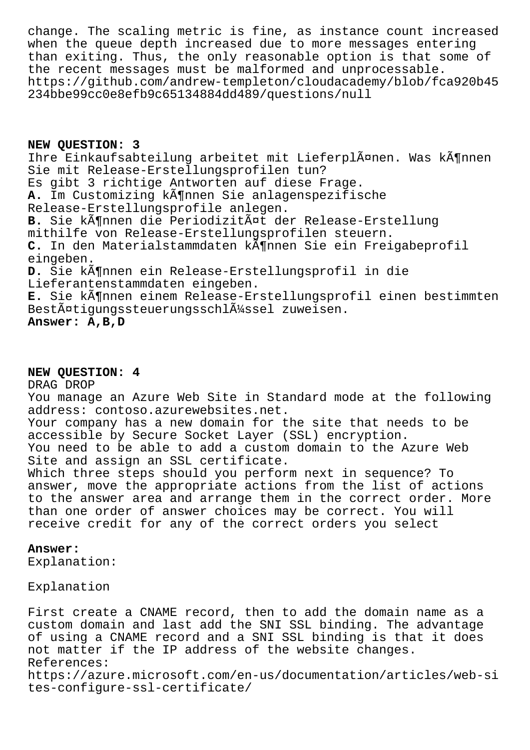change. The scaling metric is fine, as instance count increased when the queue depth increased due to more messages entering than exiting. Thus, the only reasonable option is that some of the recent messages must be malformed and unprocessable.
https://github.com/andrew-templeton/cloudacademy/blob/fca920b45234bbe99cc0e8efb9c65134884dd489/questions/null

**NEW QUESTION: 3**
Ihre Einkaufsabteilung arbeitet mit LieferplÃ¤nen. Was kÃ¶nnen Sie mit Release-Erstellungsprofilen tun?
Es gibt 3 richtige Antworten auf diese Frage.
**A.** Im Customizing kÃ¶nnen Sie anlagenspezifische Release-Erstellungsprofile anlegen.
**B.** Sie kÃ¶nnen die PeriodizitÃ¤t der Release-Erstellung mithilfe von Release-Erstellungsprofilen steuern.
**C.** In den Materialstammdaten kÃ¶nnen Sie ein Freigabeprofil eingeben.
**D.** Sie kÃ¶nnen ein Release-Erstellungsprofil in die Lieferantenstammdaten eingeben.
**E.** Sie kÃ¶nnen einem Release-Erstellungsprofil einen bestimmten BestÃ¤tigungssteuerungsschlÃ¼ssel zuweisen.
**Answer: A,B,D**

**NEW QUESTION: 4**
DRAG DROP
You manage an Azure Web Site in Standard mode at the following address: contoso.azurewebsites.net.
Your company has a new domain for the site that needs to be accessible by Secure Socket Layer (SSL) encryption.
You need to be able to add a custom domain to the Azure Web Site and assign an SSL certificate.
Which three steps should you perform next in sequence? To answer, move the appropriate actions from the list of actions to the answer area and arrange them in the correct order. More than one order of answer choices may be correct. You will receive credit for any of the correct orders you select

**Answer:**
Explanation:

Explanation

First create a CNAME record, then to add the domain name as a custom domain and last add the SNI SSL binding. The advantage of using a CNAME record and a SNI SSL binding is that it does not matter if the IP address of the website changes.
References:
https://azure.microsoft.com/en-us/documentation/articles/web-sites-configure-ssl-certificate/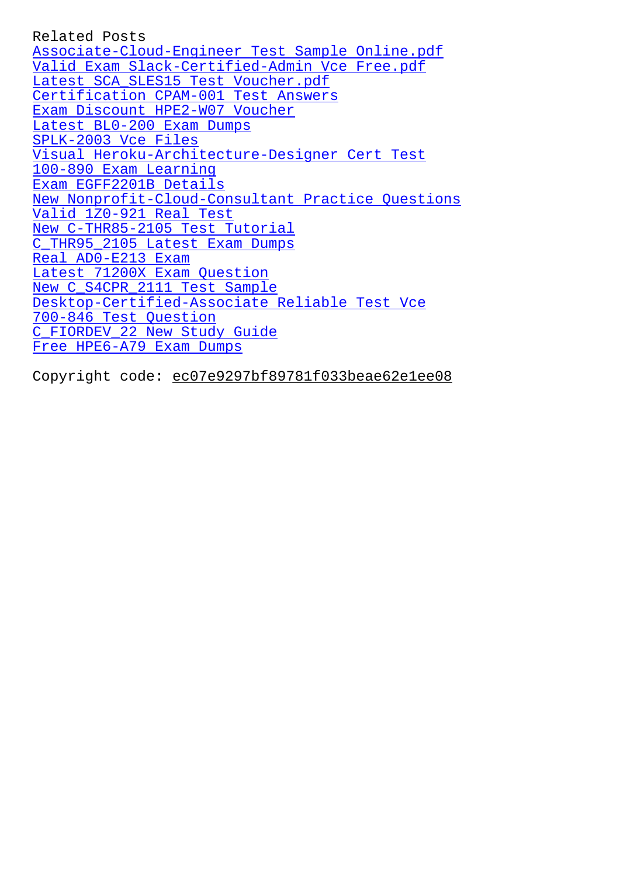Related Posts
Associate-Cloud-Engineer Test Sample Online.pdf
Valid Exam Slack-Certified-Admin Vce Free.pdf
Latest SCA_SLES15 Test Voucher.pdf
Certification CPAM-001 Test Answers
Exam Discount HPE2-W07 Voucher
Latest BL0-200 Exam Dumps
SPLK-2003 Vce Files
Visual Heroku-Architecture-Designer Cert Test
100-890 Exam Learning
Exam EGFF2201B Details
New Nonprofit-Cloud-Consultant Practice Questions
Valid 1Z0-921 Real Test
New C-THR85-2105 Test Tutorial
C_THR95_2105 Latest Exam Dumps
Real AD0-E213 Exam
Latest 71200X Exam Question
New C_S4CPR_2111 Test Sample
Desktop-Certified-Associate Reliable Test Vce
700-846 Test Question
C_FIORDEV_22 New Study Guide
Free HPE6-A79 Exam Dumps

Copyright code: ec07e9297bf89781f033beae62e1ee08